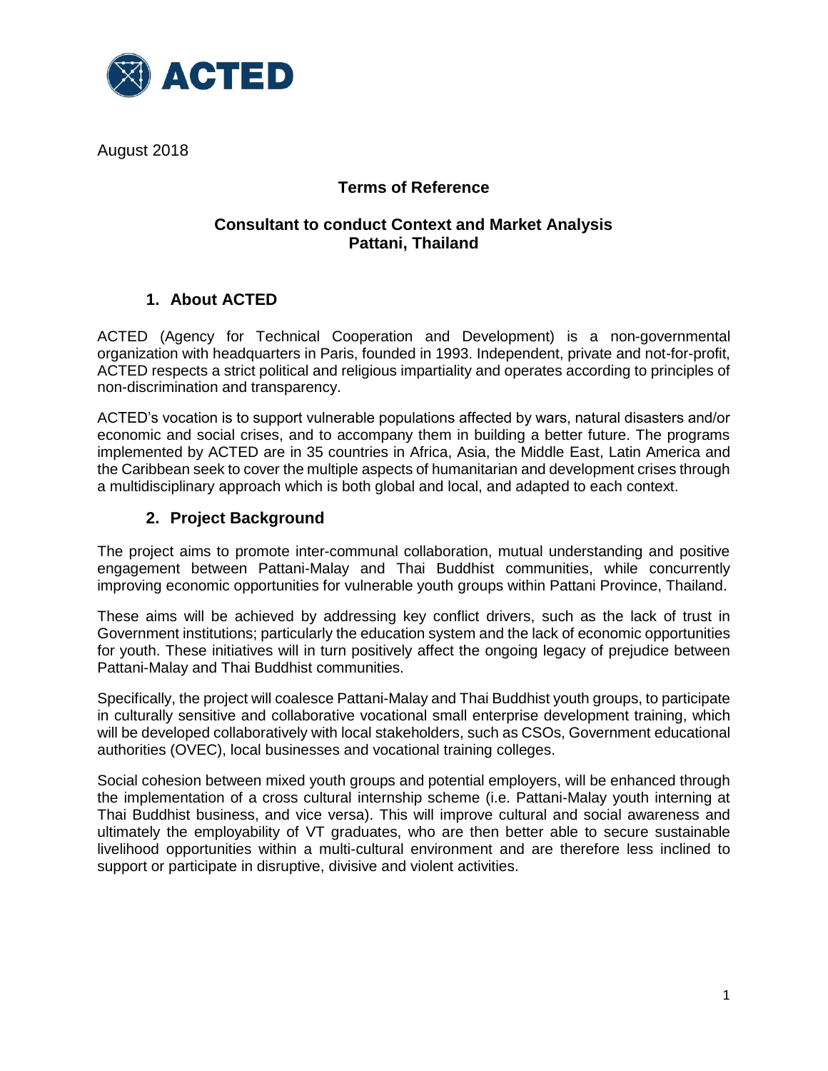ACTED

August 2018

**Terms of Reference**

**Consultant to conduct Context and Market Analysis**
**Pattani, Thailand**

## 1. About ACTED

ACTED (Agency for Technical Cooperation and Development) is a non-governmental organization with headquarters in Paris, founded in 1993. Independent, private and not-for-profit, ACTED respects a strict political and religious impartiality and operates according to principles of non-discrimination and transparency.

ACTED's vocation is to support vulnerable populations affected by wars, natural disasters and/or economic and social crises, and to accompany them in building a better future. The programs implemented by ACTED are in 35 countries in Africa, Asia, the Middle East, Latin America and the Caribbean seek to cover the multiple aspects of humanitarian and development crises through a multidisciplinary approach which is both global and local, and adapted to each context.

## 2. Project Background

The project aims to promote inter-communal collaboration, mutual understanding and positive engagement between Pattani-Malay and Thai Buddhist communities, while concurrently improving economic opportunities for vulnerable youth groups within Pattani Province, Thailand.

These aims will be achieved by addressing key conflict drivers, such as the lack of trust in Government institutions; particularly the education system and the lack of economic opportunities for youth. These initiatives will in turn positively affect the ongoing legacy of prejudice between Pattani-Malay and Thai Buddhist communities.

Specifically, the project will coalesce Pattani-Malay and Thai Buddhist youth groups, to participate in culturally sensitive and collaborative vocational small enterprise development training, which will be developed collaboratively with local stakeholders, such as CSOs, Government educational authorities (OVEC), local businesses and vocational training colleges.

Social cohesion between mixed youth groups and potential employers, will be enhanced through the implementation of a cross cultural internship scheme (i.e. Pattani-Malay youth interning at Thai Buddhist business, and vice versa). This will improve cultural and social awareness and ultimately the employability of VT graduates, who are then better able to secure sustainable livelihood opportunities within a multi-cultural environment and are therefore less inclined to support or participate in disruptive, divisive and violent activities.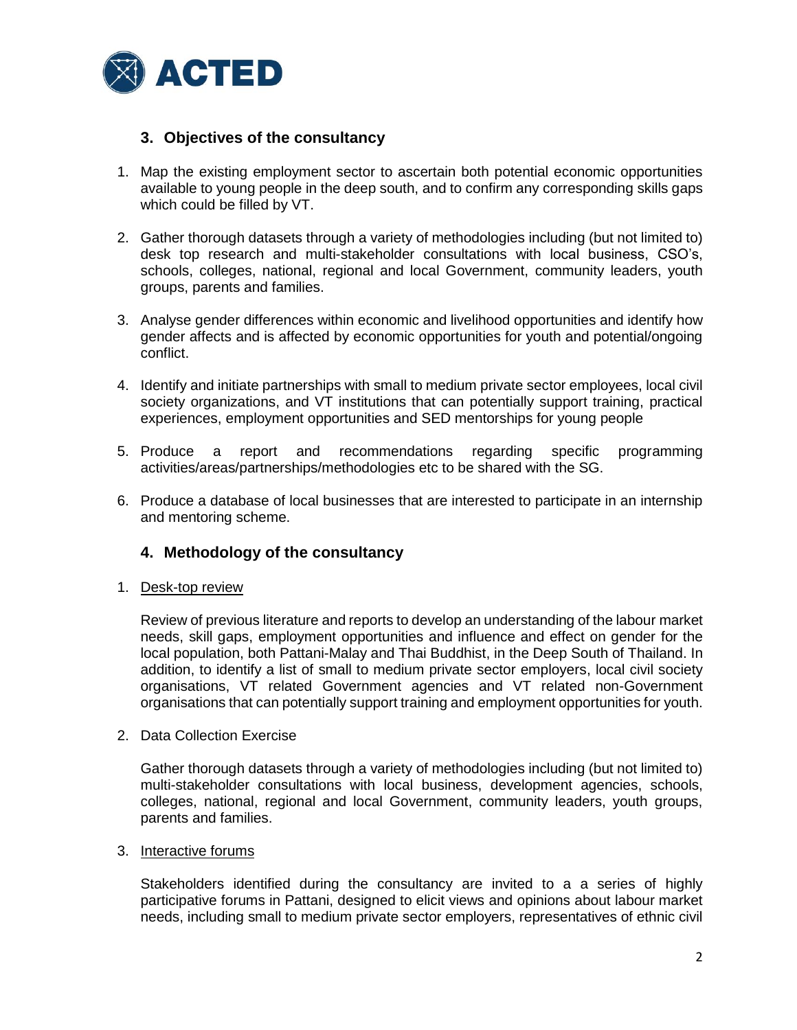## 3. Objectives of the consultancy

1. Map the existing employment sector to ascertain both potential economic opportunities available to young people in the deep south, and to confirm any corresponding skills gaps which could be filled by VT.

2. Gather thorough datasets through a variety of methodologies including (but not limited to) desk top research and multi-stakeholder consultations with local business, CSO's, schools, colleges, national, regional and local Government, community leaders, youth groups, parents and families.

3. Analyse gender differences within economic and livelihood opportunities and identify how gender affects and is affected by economic opportunities for youth and potential/ongoing conflict.

4. Identify and initiate partnerships with small to medium private sector employees, local civil society organizations, and VT institutions that can potentially support training, practical experiences, employment opportunities and SED mentorships for young people

5. Produce a report and recommendations regarding specific programming activities/areas/partnerships/methodologies etc to be shared with the SG.

6. Produce a database of local businesses that are interested to participate in an internship and mentoring scheme.

## 4. Methodology of the consultancy

1. Desk-top review

   Review of previous literature and reports to develop an understanding of the labour market needs, skill gaps, employment opportunities and influence and effect on gender for the local population, both Pattani-Malay and Thai Buddhist, in the Deep South of Thailand. In addition, to identify a list of small to medium private sector employers, local civil society organisations, VT related Government agencies and VT related non-Government organisations that can potentially support training and employment opportunities for youth.

2. Data Collection Exercise

   Gather thorough datasets through a variety of methodologies including (but not limited to) multi-stakeholder consultations with local business, development agencies, schools, colleges, national, regional and local Government, community leaders, youth groups, parents and families.

3. Interactive forums

   Stakeholders identified during the consultancy are invited to a a series of highly participative forums in Pattani, designed to elicit views and opinions about labour market needs, including small to medium private sector employers, representatives of ethnic civil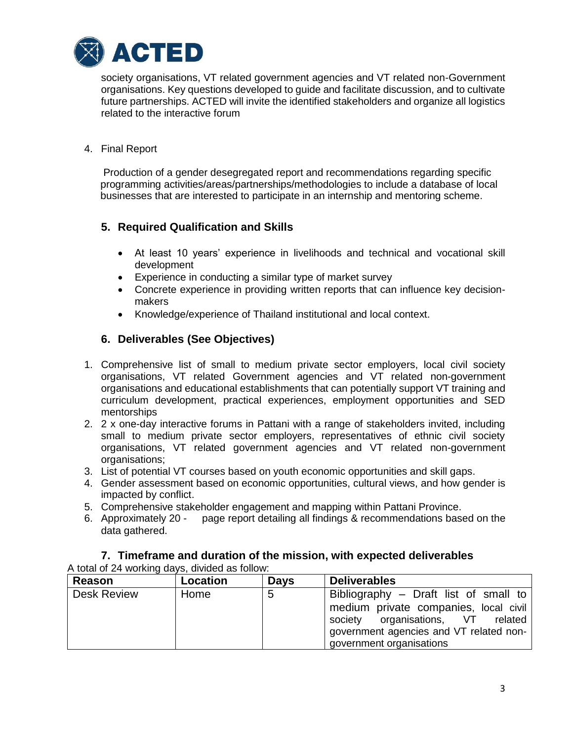society organisations, VT related government agencies and VT related non-Government organisations. Key questions developed to guide and facilitate discussion, and to cultivate future partnerships. ACTED will invite the identified stakeholders and organize all logistics related to the interactive forum

4. Final Report

Production of a gender desegregated report and recommendations regarding specific programming activities/areas/partnerships/methodologies to include a database of local businesses that are interested to participate in an internship and mentoring scheme.

## 5. Required Qualification and Skills

- At least 10 years' experience in livelihoods and technical and vocational skill development
- Experience in conducting a similar type of market survey
- Concrete experience in providing written reports that can influence key decision-makers
- Knowledge/experience of Thailand institutional and local context.

## 6. Deliverables (See Objectives)

1. Comprehensive list of small to medium private sector employers, local civil society organisations, VT related Government agencies and VT related non-government organisations and educational establishments that can potentially support VT training and curriculum development, practical experiences, employment opportunities and SED mentorships
2. 2 x one-day interactive forums in Pattani with a range of stakeholders invited, including small to medium private sector employers, representatives of ethnic civil society organisations, VT related government agencies and VT related non-government organisations;
3. List of potential VT courses based on youth economic opportunities and skill gaps.
4. Gender assessment based on economic opportunities, cultural views, and how gender is impacted by conflict.
5. Comprehensive stakeholder engagement and mapping within Pattani Province.
6. Approximately 20 - page report detailing all findings & recommendations based on the data gathered.

## 7. Timeframe and duration of the mission, with expected deliverables

A total of 24 working days, divided as follow:

| Reason | Location | Days | Deliverables |
|---|---|---|---|
| Desk Review | Home | 5 | Bibliography – Draft list of small to medium private companies, local civil society organisations, VT related government agencies and VT related non-government organisations |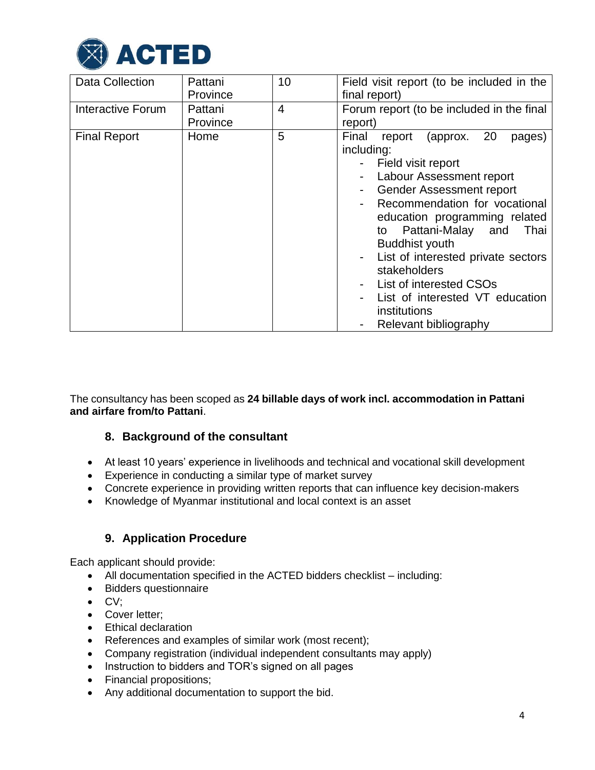| Data Collection | Pattani Province | 10 | Field visit report (to be included in the final report) |
|---|---|---|---|
| Interactive Forum | Pattani Province | 4 | Forum report (to be included in the final report) |
| Final Report | Home | 5 | Final report (approx. 20 pages) including:<br>- Field visit report<br>- Labour Assessment report<br>- Gender Assessment report<br>- Recommendation for vocational education programming related to Pattani-Malay and Thai Buddhist youth<br>- List of interested private sectors stakeholders<br>- List of interested CSOs<br>- List of interested VT education institutions<br>- Relevant bibliography |

The consultancy has been scoped as **24 billable days of work incl. accommodation in Pattani and airfare from/to Pattani**.

## 8. Background of the consultant

- At least 10 years' experience in livelihoods and technical and vocational skill development
- Experience in conducting a similar type of market survey
- Concrete experience in providing written reports that can influence key decision-makers
- Knowledge of Myanmar institutional and local context is an asset

## 9. Application Procedure

Each applicant should provide:

- All documentation specified in the ACTED bidders checklist – including:
- Bidders questionnaire
- CV;
- Cover letter;
- Ethical declaration
- References and examples of similar work (most recent);
- Company registration (individual independent consultants may apply)
- Instruction to bidders and TOR's signed on all pages
- Financial propositions;
- Any additional documentation to support the bid.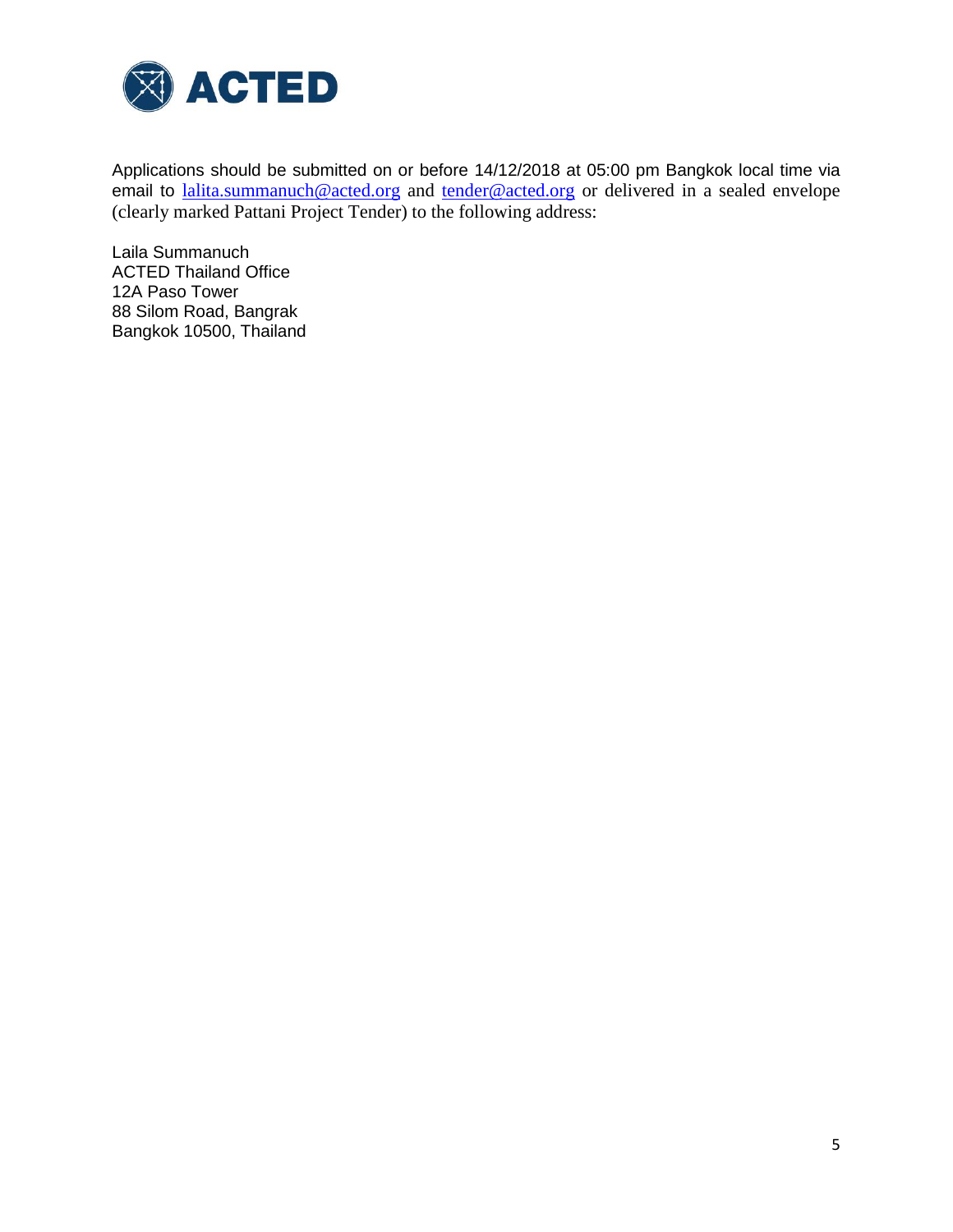Applications should be submitted on or before 14/12/2018 at 05:00 pm Bangkok local time via email to lalita.summanuch@acted.org and tender@acted.org or delivered in a sealed envelope (clearly marked Pattani Project Tender) to the following address:

Laila Summanuch
ACTED Thailand Office
12A Paso Tower
88 Silom Road, Bangrak
Bangkok 10500, Thailand